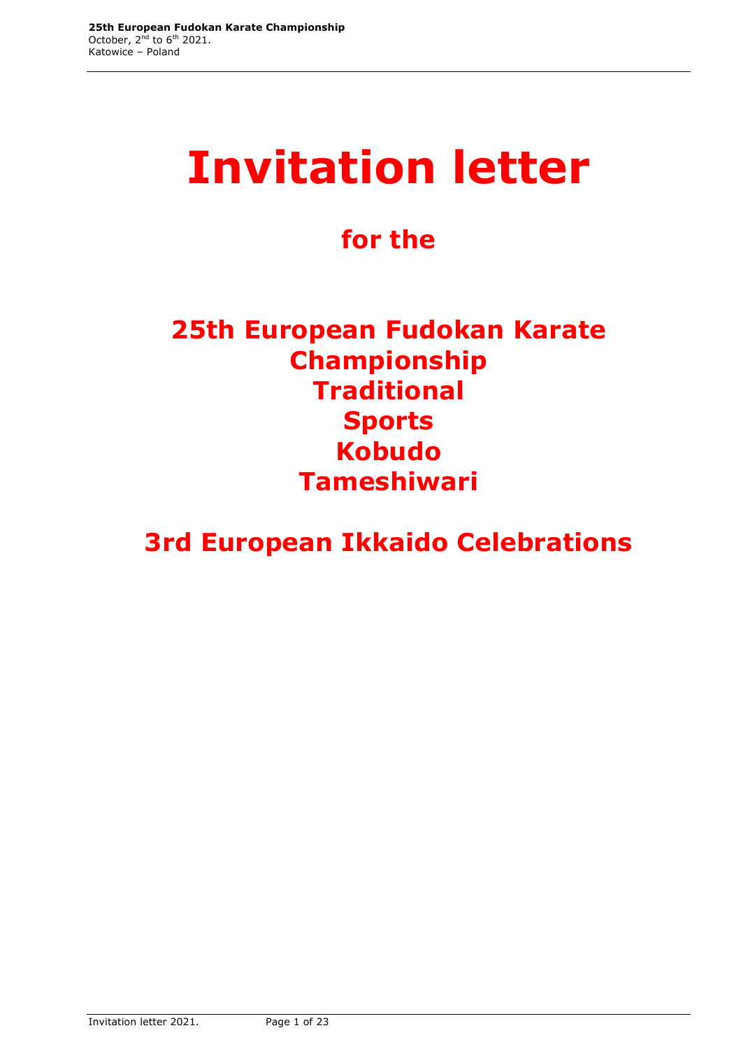# Invitation letter

## for the

## 25th European Fudokan Karate Championship
## Traditional
## Sports
## Kobudo
## Tameshiwari

## 3rd European Ikkaido Celebrations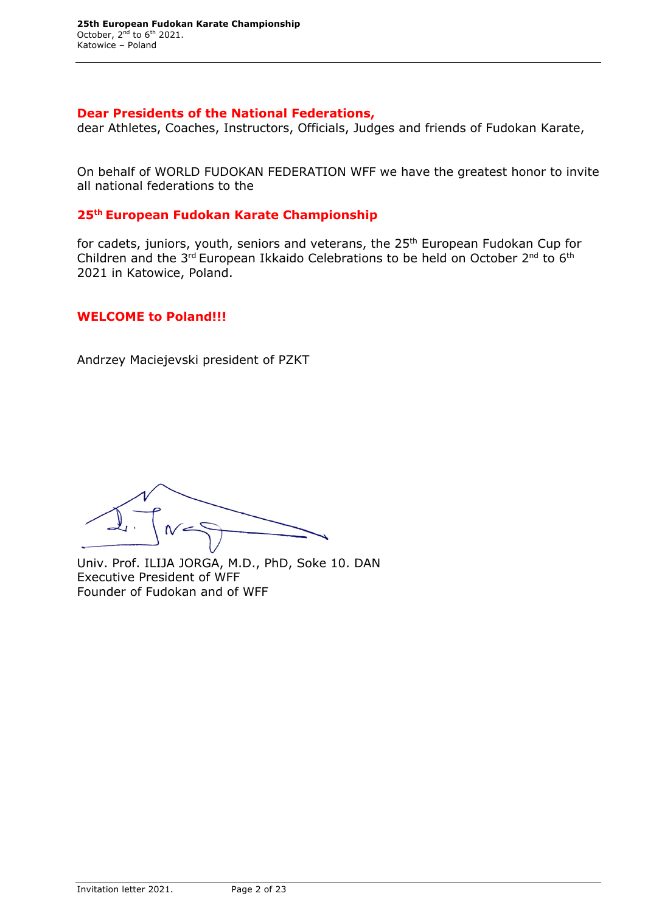**Dear Presidents of the National Federations,**
dear Athletes, Coaches, Instructors, Officials, Judges and friends of Fudokan Karate,

On behalf of WORLD FUDOKAN FEDERATION WFF we have the greatest honor to invite all national federations to the

## 25th European Fudokan Karate Championship

for cadets, juniors, youth, seniors and veterans, the 25th European Fudokan Cup for Children and the 3rd European Ikkaido Celebrations to be held on October 2nd to 6th 2021 in Katowice, Poland.

**WELCOME to Poland!!!**

Andrzey Maciejevski president of PZKT

Univ. Prof. ILIJA JORGA, M.D., PhD, Soke 10. DAN
Executive President of WFF
Founder of Fudokan and of WFF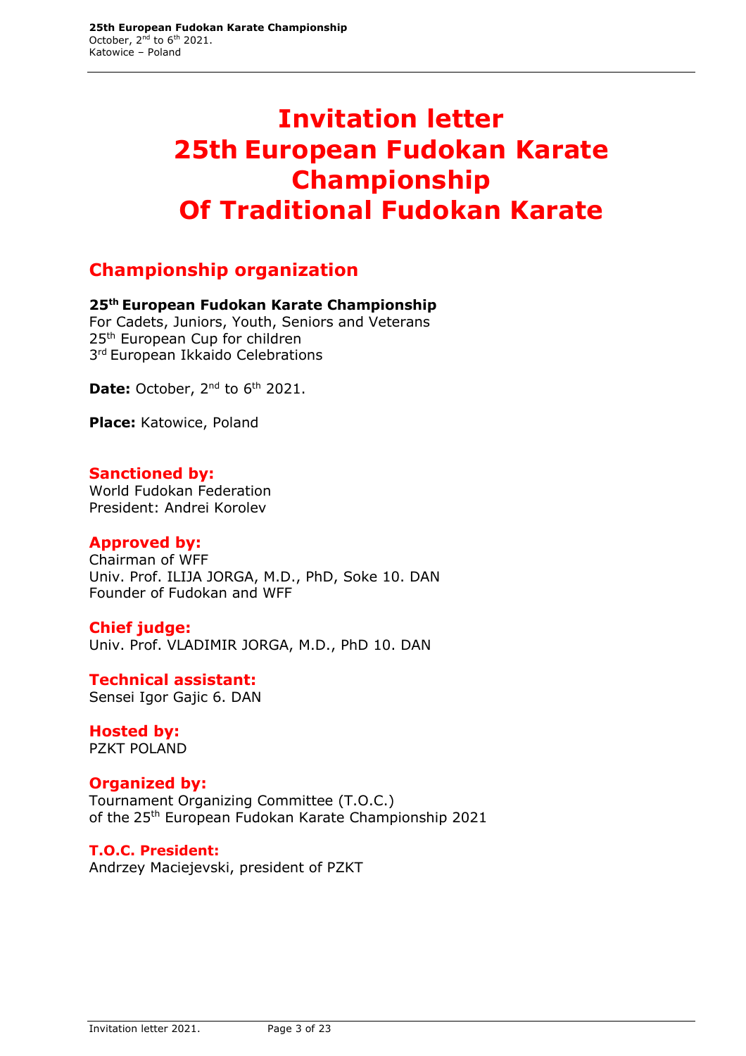# Invitation letter
# 25th European Fudokan Karate Championship
# Of Traditional Fudokan Karate

## Championship organization

**25th European Fudokan Karate Championship**
For Cadets, Juniors, Youth, Seniors and Veterans
25th European Cup for children
3rd European Ikkaido Celebrations

**Date:** October, 2nd to 6th 2021.

**Place:** Katowice, Poland

### Sanctioned by:

World Fudokan Federation
President: Andrei Korolev

### Approved by:

Chairman of WFF
Univ. Prof. ILIJA JORGA, M.D., PhD, Soke 10. DAN
Founder of Fudokan and WFF

### Chief judge:

Univ. Prof. VLADIMIR JORGA, M.D., PhD 10. DAN

### Technical assistant:

Sensei Igor Gajic 6. DAN

### Hosted by:

PZKT POLAND

### Organized by:

Tournament Organizing Committee (T.O.C.)
of the 25th European Fudokan Karate Championship 2021

### T.O.C. President:

Andrzey Maciejevski, president of PZKT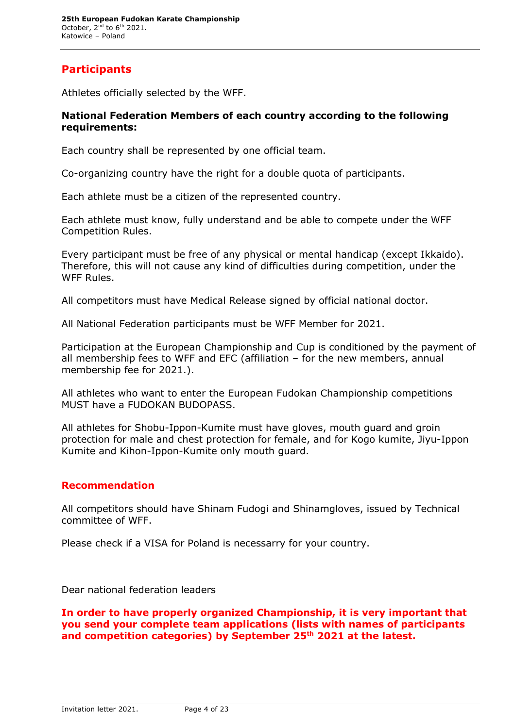## Participants

Athletes officially selected by the WFF.

**National Federation Members of each country according to the following requirements:**

Each country shall be represented by one official team.

Co-organizing country have the right for a double quota of participants.

Each athlete must be a citizen of the represented country.

Each athlete must know, fully understand and be able to compete under the WFF Competition Rules.

Every participant must be free of any physical or mental handicap (except Ikkaido). Therefore, this will not cause any kind of difficulties during competition, under the WFF Rules.

All competitors must have Medical Release signed by official national doctor.

All National Federation participants must be WFF Member for 2021.

Participation at the European Championship and Cup is conditioned by the payment of all membership fees to WFF and EFC (affiliation – for the new members, annual membership fee for 2021.).

All athletes who want to enter the European Fudokan Championship competitions MUST have a FUDOKAN BUDOPASS.

All athletes for Shobu-Ippon-Kumite must have gloves, mouth guard and groin protection for male and chest protection for female, and for Kogo kumite, Jiyu-Ippon Kumite and Kihon-Ippon-Kumite only mouth guard.

## Recommendation

All competitors should have Shinam Fudogi and Shinamgloves, issued by Technical committee of WFF.

Please check if a VISA for Poland is necessarry for your country.

Dear national federation leaders

**In order to have properly organized Championship, it is very important that you send your complete team applications (lists with names of participants and competition categories) by September 25th 2021 at the latest.**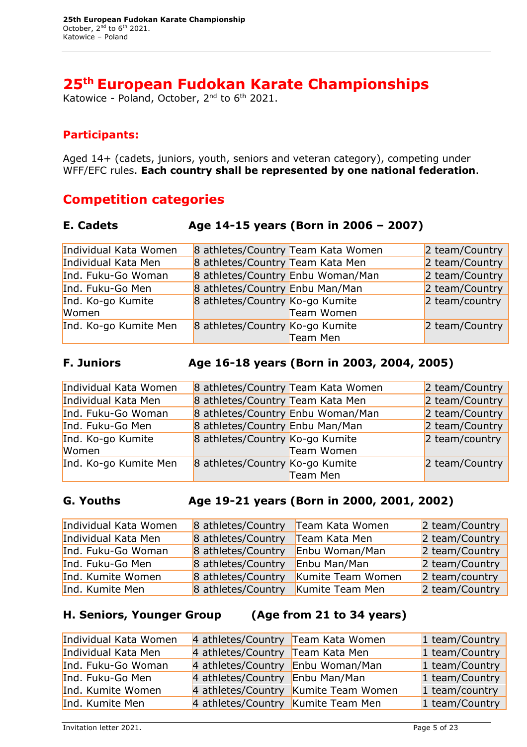# 25[th] European Fudokan Karate Championships

Katowice - Poland, October, 2[nd] to 6[th] 2021.

## Participants:

Aged 14+ (cadets, juniors, youth, seniors and veteran category), competing under WFF/EFC rules. **Each country shall be represented by one national federation**.

## Competition categories

### E. Cadets Age 14-15 years (Born in 2006 – 2007)

| | | | |
|---|---|---|---|
| Individual Kata Women | 8 athletes/Country | Team Kata Women | 2 team/Country |
| Individual Kata Men | 8 athletes/Country | Team Kata Men | 2 team/Country |
| Ind. Fuku-Go Woman | 8 athletes/Country | Enbu Woman/Man | 2 team/Country |
| Ind. Fuku-Go Men | 8 athletes/Country | Enbu Man/Man | 2 team/Country |
| Ind. Ko-go Kumite Women | 8 athletes/Country | Ko-go Kumite Team Women | 2 team/country |
| Ind. Ko-go Kumite Men | 8 athletes/Country | Ko-go Kumite Team Men | 2 team/Country |

### F. Juniors Age 16-18 years (Born in 2003, 2004, 2005)

| | | | |
|---|---|---|---|
| Individual Kata Women | 8 athletes/Country | Team Kata Women | 2 team/Country |
| Individual Kata Men | 8 athletes/Country | Team Kata Men | 2 team/Country |
| Ind. Fuku-Go Woman | 8 athletes/Country | Enbu Woman/Man | 2 team/Country |
| Ind. Fuku-Go Men | 8 athletes/Country | Enbu Man/Man | 2 team/Country |
| Ind. Ko-go Kumite Women | 8 athletes/Country | Ko-go Kumite Team Women | 2 team/country |
| Ind. Ko-go Kumite Men | 8 athletes/Country | Ko-go Kumite Team Men | 2 team/Country |

### G. Youths Age 19-21 years (Born in 2000, 2001, 2002)

| | | | |
|---|---|---|---|
| Individual Kata Women | 8 athletes/Country | Team Kata Women | 2 team/Country |
| Individual Kata Men | 8 athletes/Country | Team Kata Men | 2 team/Country |
| Ind. Fuku-Go Woman | 8 athletes/Country | Enbu Woman/Man | 2 team/Country |
| Ind. Fuku-Go Men | 8 athletes/Country | Enbu Man/Man | 2 team/Country |
| Ind. Kumite Women | 8 athletes/Country | Kumite Team Women | 2 team/country |
| Ind. Kumite Men | 8 athletes/Country | Kumite Team Men | 2 team/Country |

### H. Seniors, Younger Group (Age from 21 to 34 years)

| | | | |
|---|---|---|---|
| Individual Kata Women | 4 athletes/Country | Team Kata Women | 1 team/Country |
| Individual Kata Men | 4 athletes/Country | Team Kata Men | 1 team/Country |
| Ind. Fuku-Go Woman | 4 athletes/Country | Enbu Woman/Man | 1 team/Country |
| Ind. Fuku-Go Men | 4 athletes/Country | Enbu Man/Man | 1 team/Country |
| Ind. Kumite Women | 4 athletes/Country | Kumite Team Women | 1 team/country |
| Ind. Kumite Men | 4 athletes/Country | Kumite Team Men | 1 team/Country |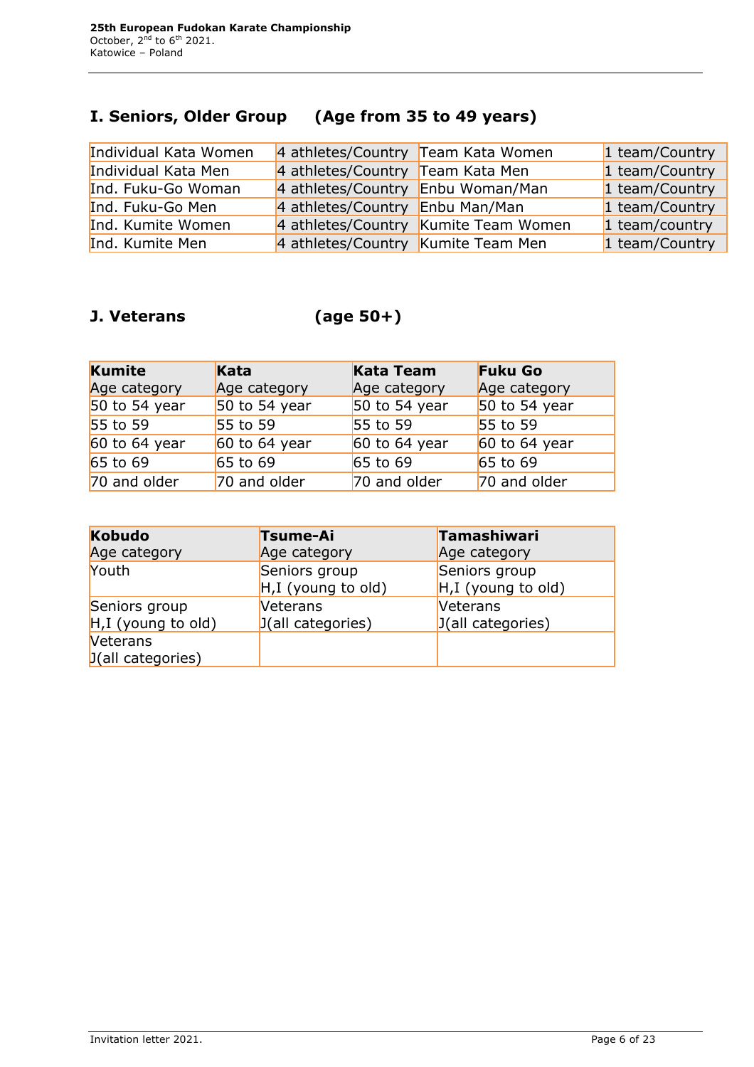## I. Seniors, Older Group (Age from 35 to 49 years)

| | | | |
|---|---|---|---|
| Individual Kata Women | 4 athletes/Country | Team Kata Women | 1 team/Country |
| Individual Kata Men | 4 athletes/Country | Team Kata Men | 1 team/Country |
| Ind. Fuku-Go Woman | 4 athletes/Country | Enbu Woman/Man | 1 team/Country |
| Ind. Fuku-Go Men | 4 athletes/Country | Enbu Man/Man | 1 team/Country |
| Ind. Kumite Women | 4 athletes/Country | Kumite Team Women | 1 team/country |
| Ind. Kumite Men | 4 athletes/Country | Kumite Team Men | 1 team/Country |

## J. Veterans (age 50+)

| **Kumite** Age category | **Kata** Age category | **Kata Team** Age category | **Fuku Go** Age category |
|---|---|---|---|
| 50 to 54 year | 50 to 54 year | 50 to 54 year | 50 to 54 year |
| 55 to 59 | 55 to 59 | 55 to 59 | 55 to 59 |
| 60 to 64 year | 60 to 64 year | 60 to 64 year | 60 to 64 year |
| 65 to 69 | 65 to 69 | 65 to 69 | 65 to 69 |
| 70 and older | 70 and older | 70 and older | 70 and older |

| **Kobudo** Age category | **Tsume-Ai** Age category | **Tamashiwari** Age category |
|---|---|---|
| Youth | Seniors group H,I (young to old) | Seniors group H,I (young to old) |
| Seniors group H,I (young to old) | Veterans J(all categories) | Veterans J(all categories) |
| Veterans J(all categories) | | |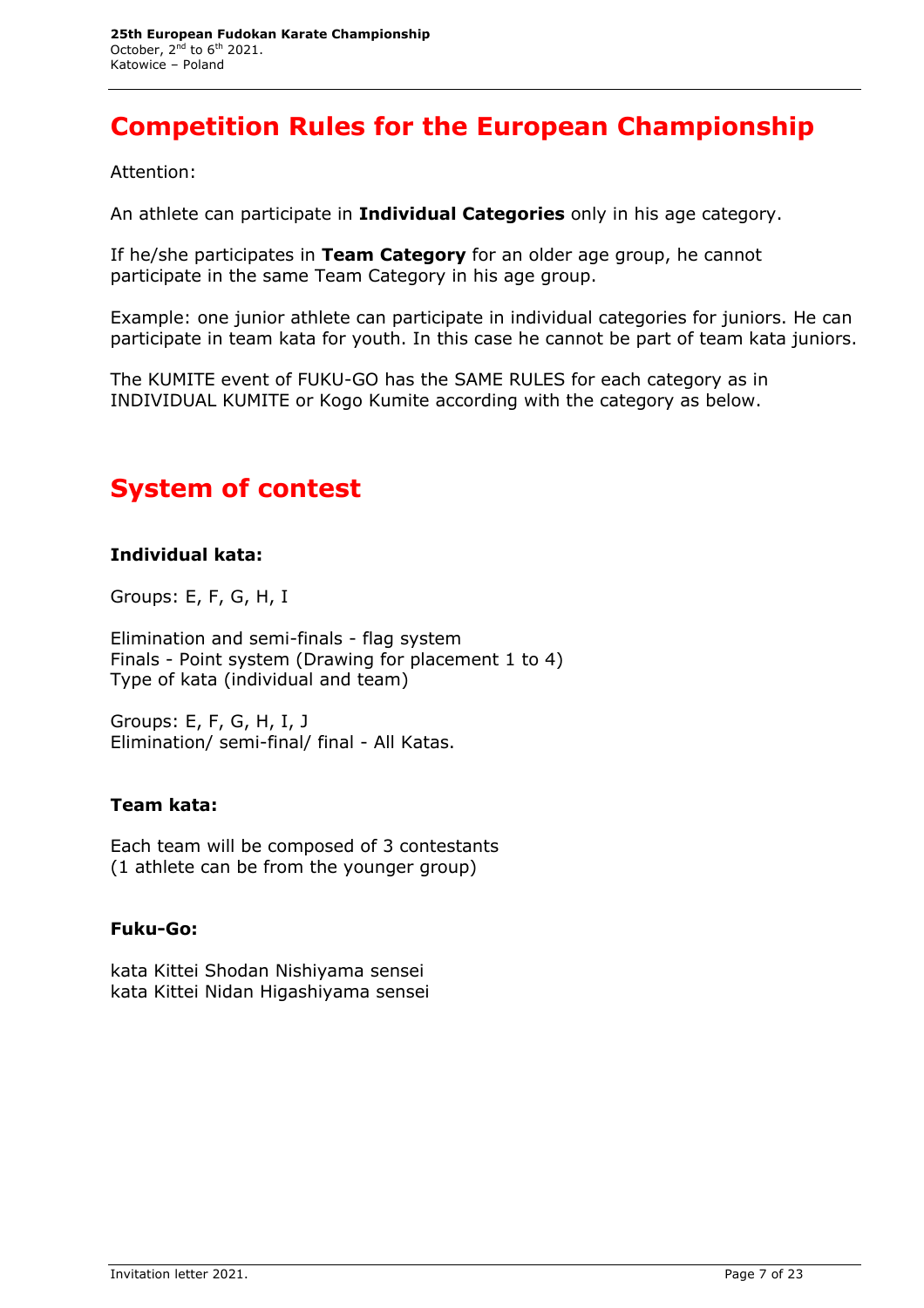# Competition Rules for the European Championship

Attention:

An athlete can participate in **Individual Categories** only in his age category.

If he/she participates in **Team Category** for an older age group, he cannot participate in the same Team Category in his age group.

Example: one junior athlete can participate in individual categories for juniors. He can participate in team kata for youth. In this case he cannot be part of team kata juniors.

The KUMITE event of FUKU-GO has the SAME RULES for each category as in INDIVIDUAL KUMITE or Kogo Kumite according with the category as below.

# System of contest

### Individual kata:

Groups: E, F, G, H, I

Elimination and semi-finals - flag system
Finals - Point system (Drawing for placement 1 to 4)
Type of kata (individual and team)

Groups: E, F, G, H, I, J
Elimination/ semi-final/ final - All Katas.

### Team kata:

Each team will be composed of 3 contestants
(1 athlete can be from the younger group)

### Fuku-Go:

kata Kittei Shodan Nishiyama sensei
kata Kittei Nidan Higashiyama sensei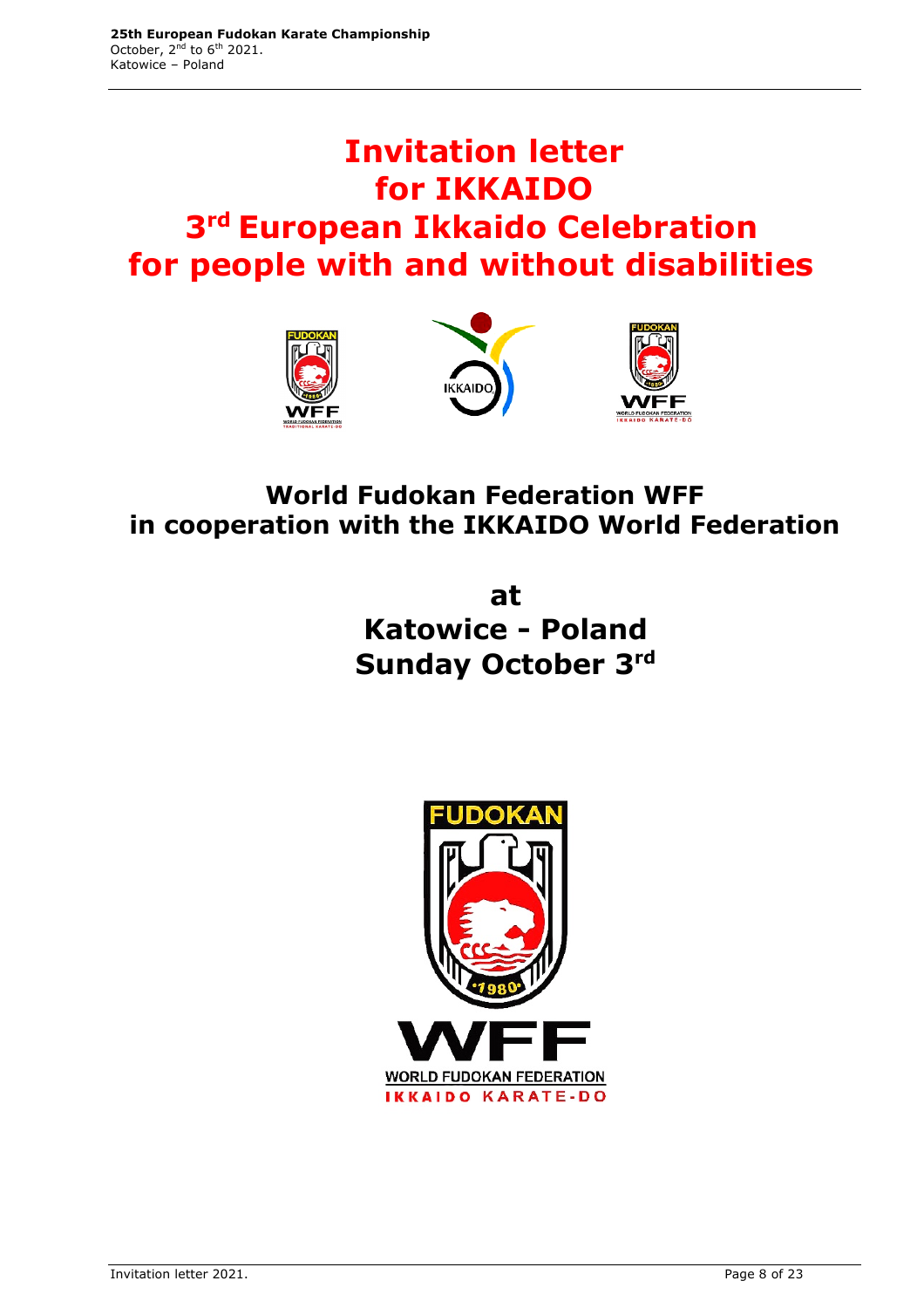# Invitation letter for IKKAIDO 3rd European Ikkaido Celebration for people with and without disabilities

## World Fudokan Federation WFF in cooperation with the IKKAIDO World Federation

## at Katowice - Poland Sunday October 3rd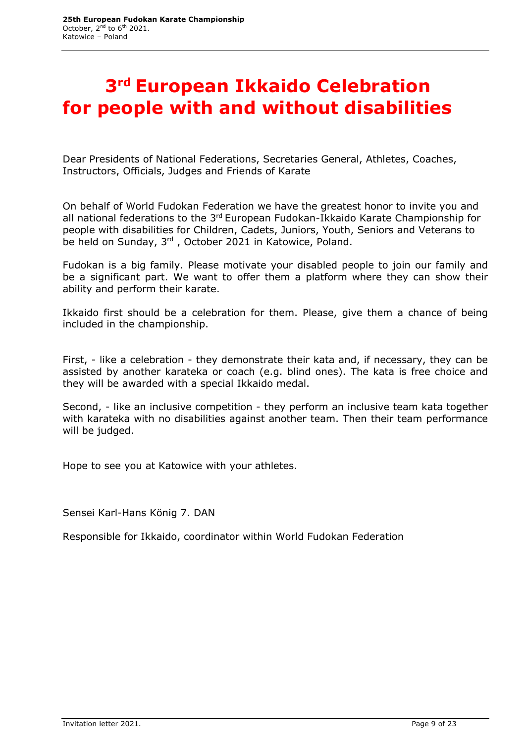# 3rd European Ikkaido Celebration for people with and without disabilities

Dear Presidents of National Federations, Secretaries General, Athletes, Coaches, Instructors, Officials, Judges and Friends of Karate

On behalf of World Fudokan Federation we have the greatest honor to invite you and all national federations to the 3rd European Fudokan-Ikkaido Karate Championship for people with disabilities for Children, Cadets, Juniors, Youth, Seniors and Veterans to be held on Sunday, 3rd , October 2021 in Katowice, Poland.

Fudokan is a big family. Please motivate your disabled people to join our family and be a significant part. We want to offer them a platform where they can show their ability and perform their karate.

Ikkaido first should be a celebration for them. Please, give them a chance of being included in the championship.

First, - like a celebration - they demonstrate their kata and, if necessary, they can be assisted by another karateka or coach (e.g. blind ones). The kata is free choice and they will be awarded with a special Ikkaido medal.

Second, - like an inclusive competition - they perform an inclusive team kata together with karateka with no disabilities against another team. Then their team performance will be judged.

Hope to see you at Katowice with your athletes.

Sensei Karl-Hans König 7. DAN

Responsible for Ikkaido, coordinator within World Fudokan Federation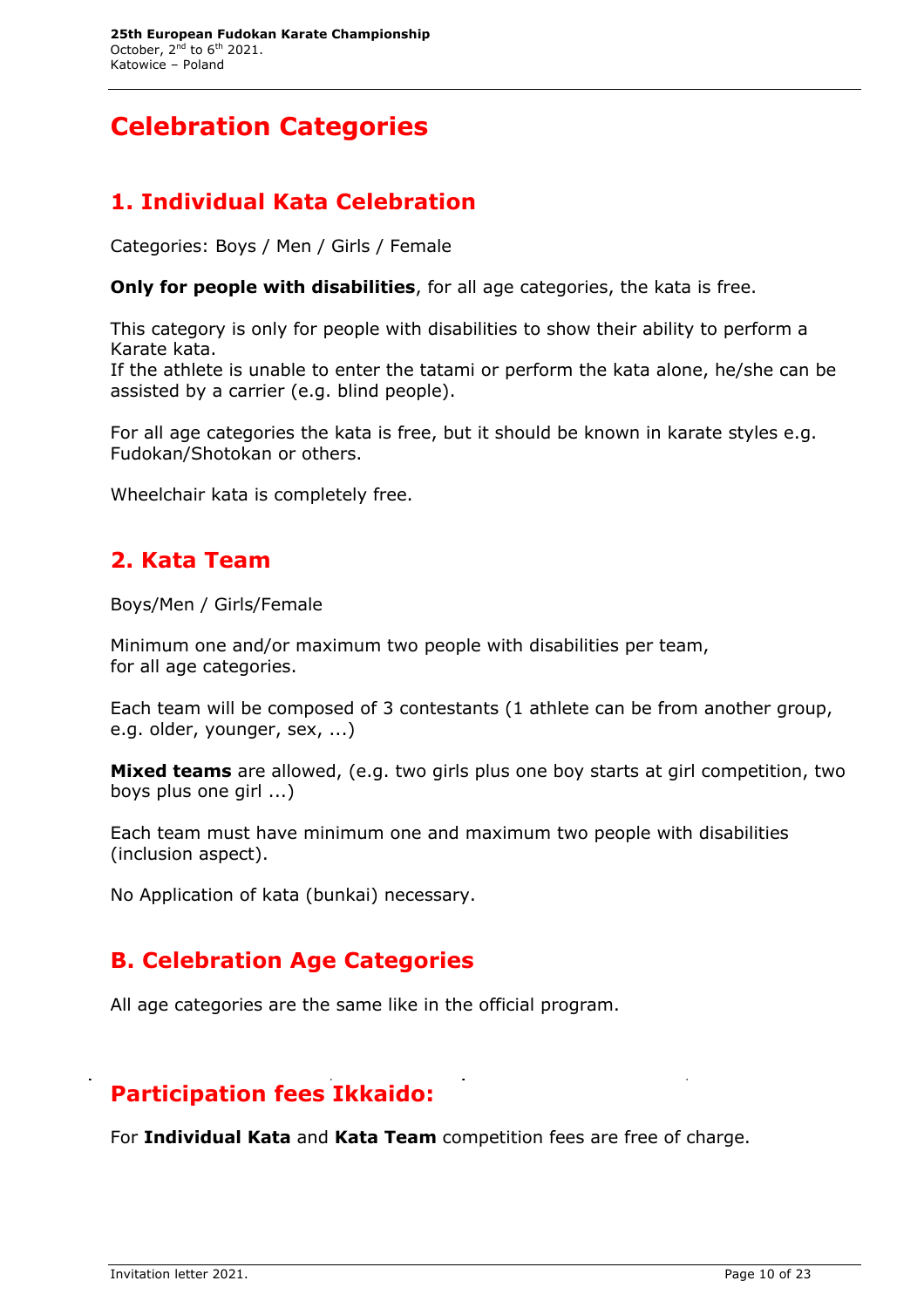# Celebration Categories

## 1. Individual Kata Celebration

Categories: Boys / Men / Girls / Female

**Only for people with disabilities**, for all age categories, the kata is free.

This category is only for people with disabilities to show their ability to perform a Karate kata.
If the athlete is unable to enter the tatami or perform the kata alone, he/she can be assisted by a carrier (e.g. blind people).

For all age categories the kata is free, but it should be known in karate styles e.g. Fudokan/Shotokan or others.

Wheelchair kata is completely free.

## 2. Kata Team

Boys/Men / Girls/Female

Minimum one and/or maximum two people with disabilities per team,
for all age categories.

Each team will be composed of 3 contestants (1 athlete can be from another group, e.g. older, younger, sex, ...)

**Mixed teams** are allowed, (e.g. two girls plus one boy starts at girl competition, two boys plus one girl ...)

Each team must have minimum one and maximum two people with disabilities (inclusion aspect).

No Application of kata (bunkai) necessary.

## B. Celebration Age Categories

All age categories are the same like in the official program.

## Participation fees Ikkaido:

For **Individual Kata** and **Kata Team** competition fees are free of charge.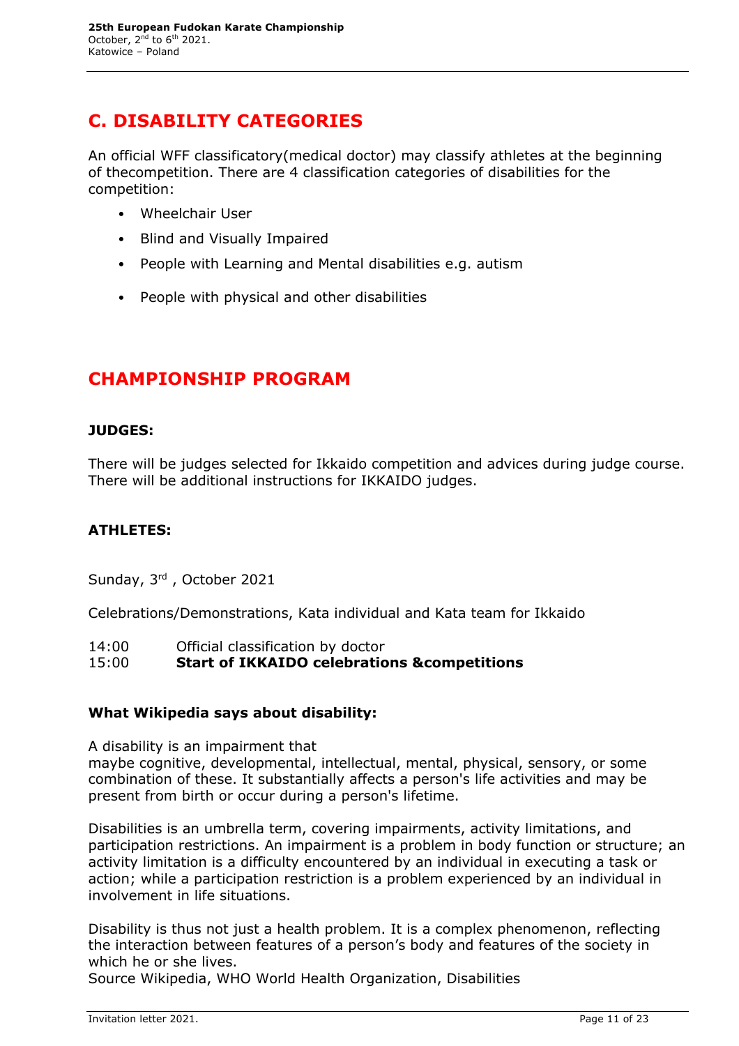## C. DISABILITY CATEGORIES

An official WFF classificatory(medical doctor) may classify athletes at the beginning of thecompetition. There are 4 classification categories of disabilities for the competition:

- Wheelchair User
- Blind and Visually Impaired
- People with Learning and Mental disabilities e.g. autism
- People with physical and other disabilities

## CHAMPIONSHIP PROGRAM

**JUDGES:**

There will be judges selected for Ikkaido competition and advices during judge course. There will be additional instructions for IKKAIDO judges.

**ATHLETES:**

Sunday, 3rd , October 2021

Celebrations/Demonstrations, Kata individual and Kata team for Ikkaido

14:00 Official classification by doctor
15:00 **Start of IKKAIDO celebrations &competitions**

**What Wikipedia says about disability:**

A disability is an impairment that maybe cognitive, developmental, intellectual, mental, physical, sensory, or some combination of these. It substantially affects a person's life activities and may be present from birth or occur during a person's lifetime.

Disabilities is an umbrella term, covering impairments, activity limitations, and participation restrictions. An impairment is a problem in body function or structure; an activity limitation is a difficulty encountered by an individual in executing a task or action; while a participation restriction is a problem experienced by an individual in involvement in life situations.

Disability is thus not just a health problem. It is a complex phenomenon, reflecting the interaction between features of a person's body and features of the society in which he or she lives.
Source Wikipedia, WHO World Health Organization, Disabilities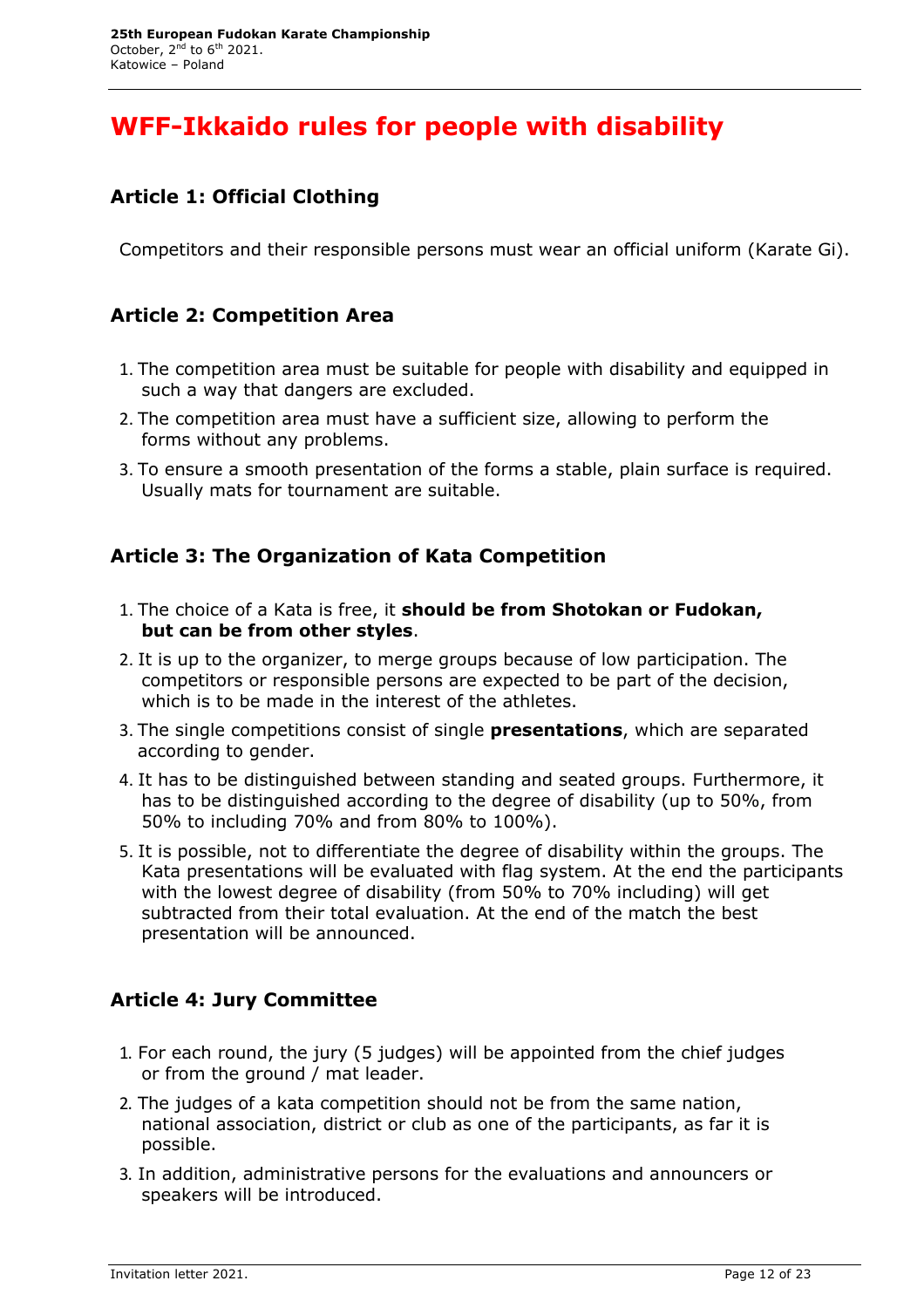# WFF-Ikkaido rules for people with disability

## Article 1: Official Clothing

Competitors and their responsible persons must wear an official uniform (Karate Gi).

## Article 2: Competition Area

1. The competition area must be suitable for people with disability and equipped in such a way that dangers are excluded.
2. The competition area must have a sufficient size, allowing to perform the forms without any problems.
3. To ensure a smooth presentation of the forms a stable, plain surface is required. Usually mats for tournament are suitable.

## Article 3: The Organization of Kata Competition

1. The choice of a Kata is free, it **should be from Shotokan or Fudokan, but can be from other styles**.
2. It is up to the organizer, to merge groups because of low participation. The competitors or responsible persons are expected to be part of the decision, which is to be made in the interest of the athletes.
3. The single competitions consist of single **presentations**, which are separated according to gender.
4. It has to be distinguished between standing and seated groups. Furthermore, it has to be distinguished according to the degree of disability (up to 50%, from 50% to including 70% and from 80% to 100%).
5. It is possible, not to differentiate the degree of disability within the groups. The Kata presentations will be evaluated with flag system. At the end the participants with the lowest degree of disability (from 50% to 70% including) will get subtracted from their total evaluation. At the end of the match the best presentation will be announced.

## Article 4: Jury Committee

1. For each round, the jury (5 judges) will be appointed from the chief judges or from the ground / mat leader.
2. The judges of a kata competition should not be from the same nation, national association, district or club as one of the participants, as far it is possible.
3. In addition, administrative persons for the evaluations and announcers or speakers will be introduced.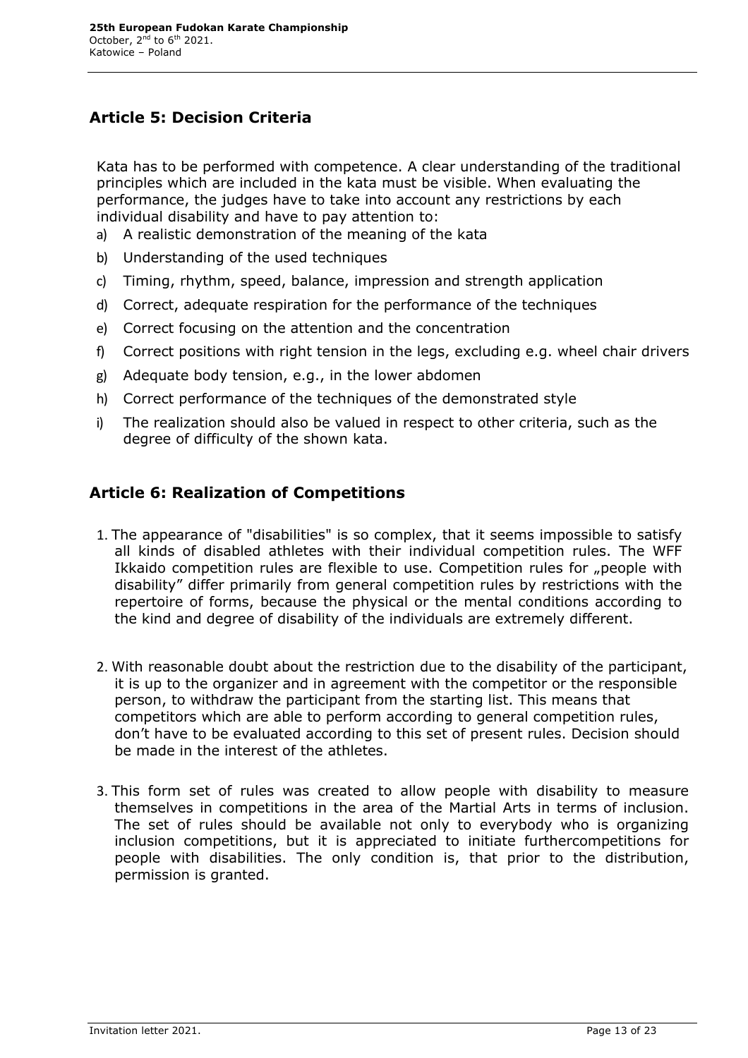## Article 5: Decision Criteria

Kata has to be performed with competence. A clear understanding of the traditional principles which are included in the kata must be visible. When evaluating the performance, the judges have to take into account any restrictions by each individual disability and have to pay attention to:

a) A realistic demonstration of the meaning of the kata
b) Understanding of the used techniques
c) Timing, rhythm, speed, balance, impression and strength application
d) Correct, adequate respiration for the performance of the techniques
e) Correct focusing on the attention and the concentration
f) Correct positions with right tension in the legs, excluding e.g. wheel chair drivers
g) Adequate body tension, e.g., in the lower abdomen
h) Correct performance of the techniques of the demonstrated style
i) The realization should also be valued in respect to other criteria, such as the degree of difficulty of the shown kata.

## Article 6: Realization of Competitions

1. The appearance of "disabilities" is so complex, that it seems impossible to satisfy all kinds of disabled athletes with their individual competition rules. The WFF Ikkaido competition rules are flexible to use. Competition rules for „people with disability" differ primarily from general competition rules by restrictions with the repertoire of forms, because the physical or the mental conditions according to the kind and degree of disability of the individuals are extremely different.

2. With reasonable doubt about the restriction due to the disability of the participant, it is up to the organizer and in agreement with the competitor or the responsible person, to withdraw the participant from the starting list. This means that competitors which are able to perform according to general competition rules, don't have to be evaluated according to this set of present rules. Decision should be made in the interest of the athletes.

3. This form set of rules was created to allow people with disability to measure themselves in competitions in the area of the Martial Arts in terms of inclusion. The set of rules should be available not only to everybody who is organizing inclusion competitions, but it is appreciated to initiate furthercompetitions for people with disabilities. The only condition is, that prior to the distribution, permission is granted.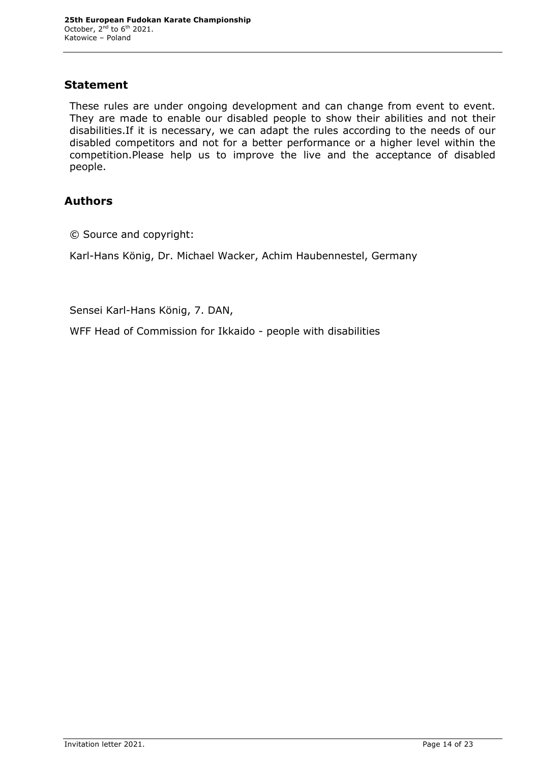## Statement

These rules are under ongoing development and can change from event to event. They are made to enable our disabled people to show their abilities and not their disabilities.If it is necessary, we can adapt the rules according to the needs of our disabled competitors and not for a better performance or a higher level within the competition.Please help us to improve the live and the acceptance of disabled people.

## Authors

© Source and copyright:

Karl-Hans König, Dr. Michael Wacker, Achim Haubennestel, Germany

Sensei Karl-Hans König, 7. DAN,

WFF Head of Commission for Ikkaido - people with disabilities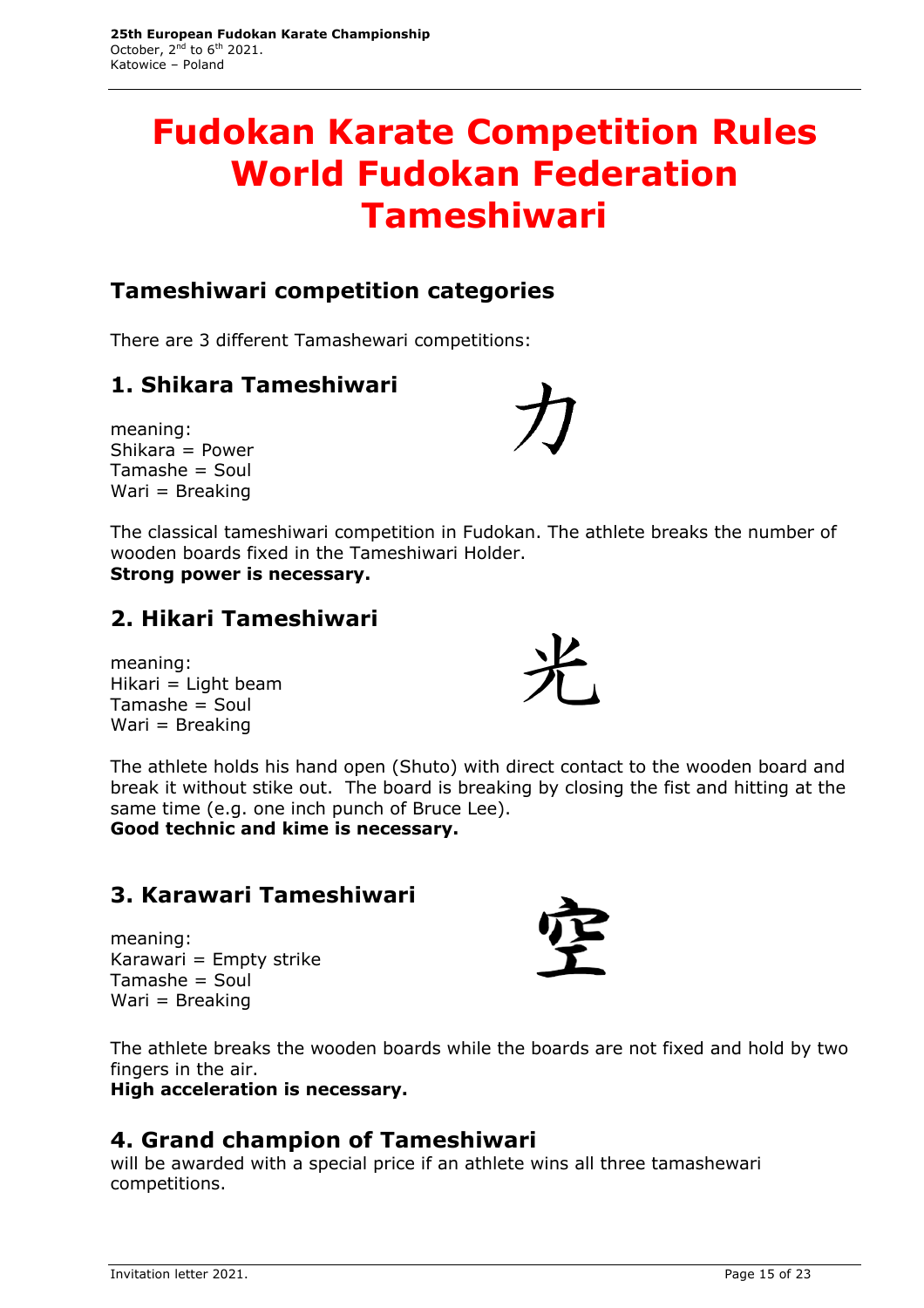# Fudokan Karate Competition Rules
# World Fudokan Federation
# Tameshiwari

## Tameshiwari competition categories

There are 3 different Tamashewari competitions:

## 1. Shikara Tameshiwari

力

meaning:
Shikara = Power
Tamashe = Soul
Wari = Breaking

The classical tameshiwari competition in Fudokan. The athlete breaks the number of wooden boards fixed in the Tameshiwari Holder.
**Strong power is necessary.**

## 2. Hikari Tameshiwari

光

meaning:
Hikari = Light beam
Tamashe = Soul
Wari = Breaking

The athlete holds his hand open (Shuto) with direct contact to the wooden board and break it without stike out. The board is breaking by closing the fist and hitting at the same time (e.g. one inch punch of Bruce Lee).
**Good technic and kime is necessary.**

## 3. Karawari Tameshiwari

空

meaning:
Karawari = Empty strike
Tamashe = Soul
Wari = Breaking

The athlete breaks the wooden boards while the boards are not fixed and hold by two fingers in the air.
**High acceleration is necessary.**

## 4. Grand champion of Tameshiwari

will be awarded with a special price if an athlete wins all three tamashewari competitions.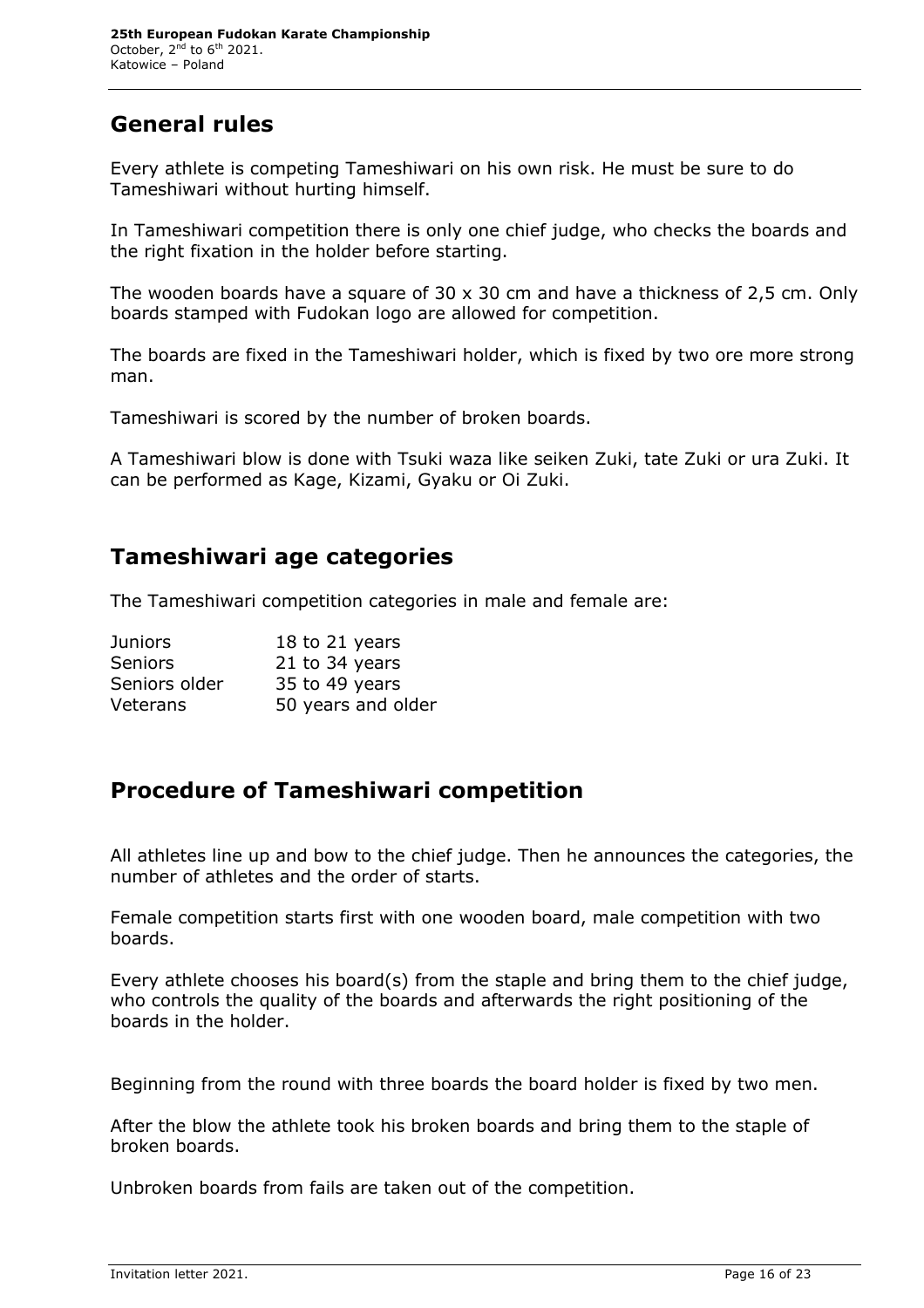## General rules

Every athlete is competing Tameshiwari on his own risk. He must be sure to do Tameshiwari without hurting himself.

In Tameshiwari competition there is only one chief judge, who checks the boards and the right fixation in the holder before starting.

The wooden boards have a square of 30 x 30 cm and have a thickness of 2,5 cm. Only boards stamped with Fudokan logo are allowed for competition.

The boards are fixed in the Tameshiwari holder, which is fixed by two ore more strong man.

Tameshiwari is scored by the number of broken boards.

A Tameshiwari blow is done with Tsuki waza like seiken Zuki, tate Zuki or ura Zuki. It can be performed as Kage, Kizami, Gyaku or Oi Zuki.

## Tameshiwari age categories

The Tameshiwari competition categories in male and female are:

| | |
|---|---|
| Juniors | 18 to 21 years |
| Seniors | 21 to 34 years |
| Seniors older | 35 to 49 years |
| Veterans | 50 years and older |

## Procedure of Tameshiwari competition

All athletes line up and bow to the chief judge. Then he announces the categories, the number of athletes and the order of starts.

Female competition starts first with one wooden board, male competition with two boards.

Every athlete chooses his board(s) from the staple and bring them to the chief judge, who controls the quality of the boards and afterwards the right positioning of the boards in the holder.

Beginning from the round with three boards the board holder is fixed by two men.

After the blow the athlete took his broken boards and bring them to the staple of broken boards.

Unbroken boards from fails are taken out of the competition.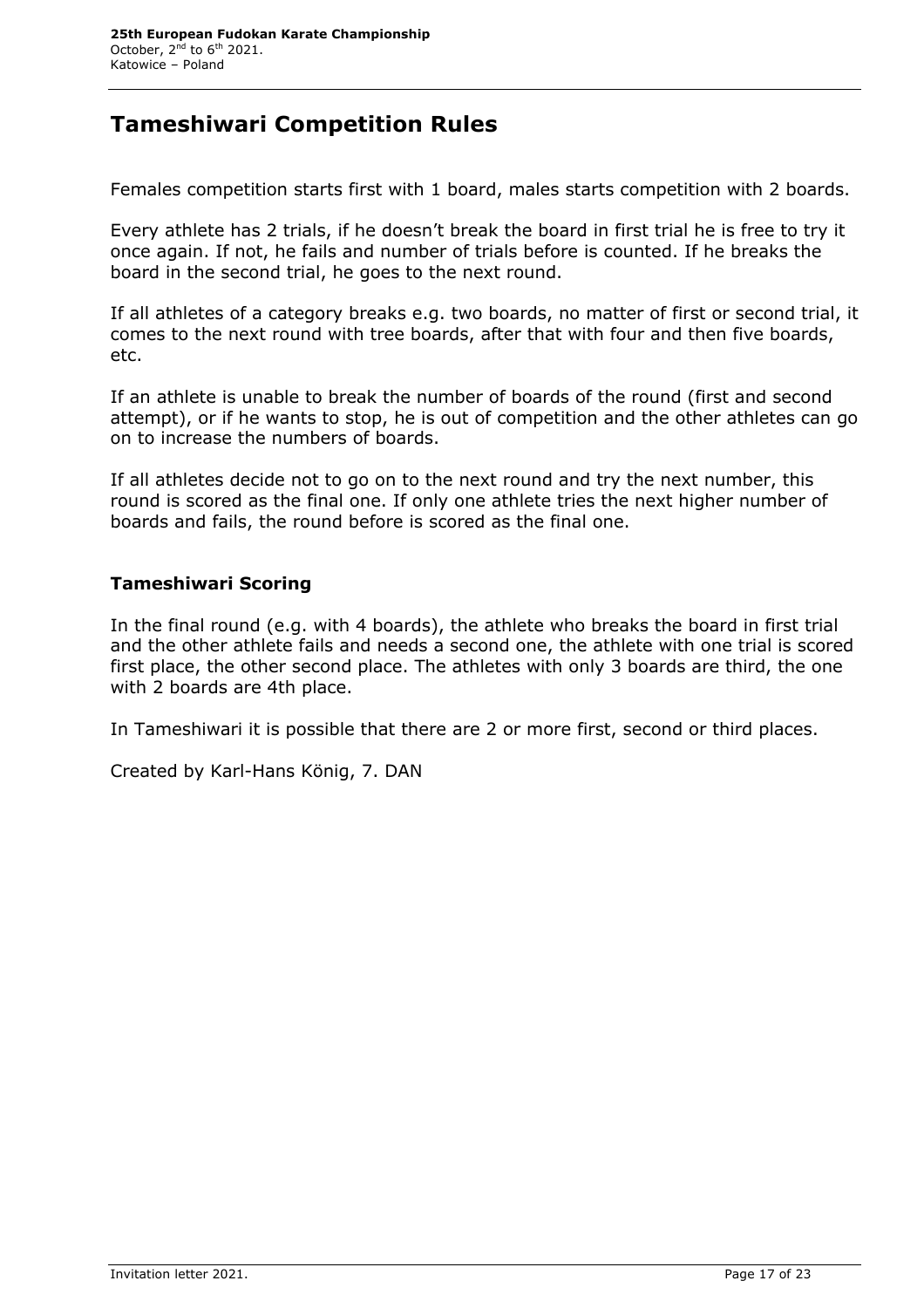# Tameshiwari Competition Rules

Females competition starts first with 1 board, males starts competition with 2 boards.

Every athlete has 2 trials, if he doesn't break the board in first trial he is free to try it once again. If not, he fails and number of trials before is counted. If he breaks the board in the second trial, he goes to the next round.

If all athletes of a category breaks e.g. two boards, no matter of first or second trial, it comes to the next round with tree boards, after that with four and then five boards, etc.

If an athlete is unable to break the number of boards of the round (first and second attempt), or if he wants to stop, he is out of competition and the other athletes can go on to increase the numbers of boards.

If all athletes decide not to go on to the next round and try the next number, this round is scored as the final one. If only one athlete tries the next higher number of boards and fails, the round before is scored as the final one.

### Tameshiwari Scoring

In the final round (e.g. with 4 boards), the athlete who breaks the board in first trial and the other athlete fails and needs a second one, the athlete with one trial is scored first place, the other second place. The athletes with only 3 boards are third, the one with 2 boards are 4th place.

In Tameshiwari it is possible that there are 2 or more first, second or third places.

Created by Karl-Hans König, 7. DAN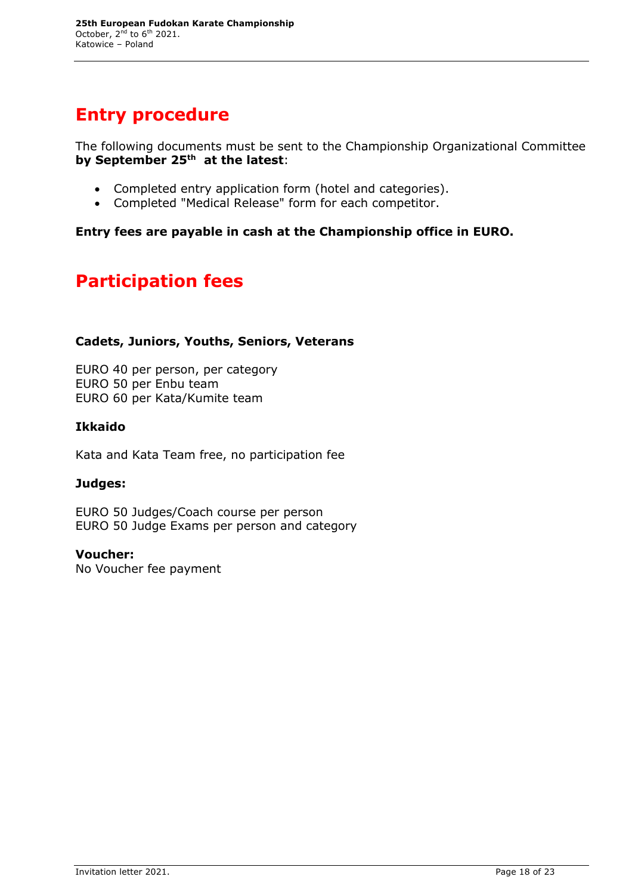# Entry procedure

The following documents must be sent to the Championship Organizational Committee **by September 25th at the latest**:

- Completed entry application form (hotel and categories).
- Completed "Medical Release" form for each competitor.

**Entry fees are payable in cash at the Championship office in EURO.**

# Participation fees

### Cadets, Juniors, Youths, Seniors, Veterans

EURO 40 per person, per category
EURO 50 per Enbu team
EURO 60 per Kata/Kumite team

### Ikkaido

Kata and Kata Team free, no participation fee

### Judges:

EURO 50 Judges/Coach course per person
EURO 50 Judge Exams per person and category

**Voucher:**
No Voucher fee payment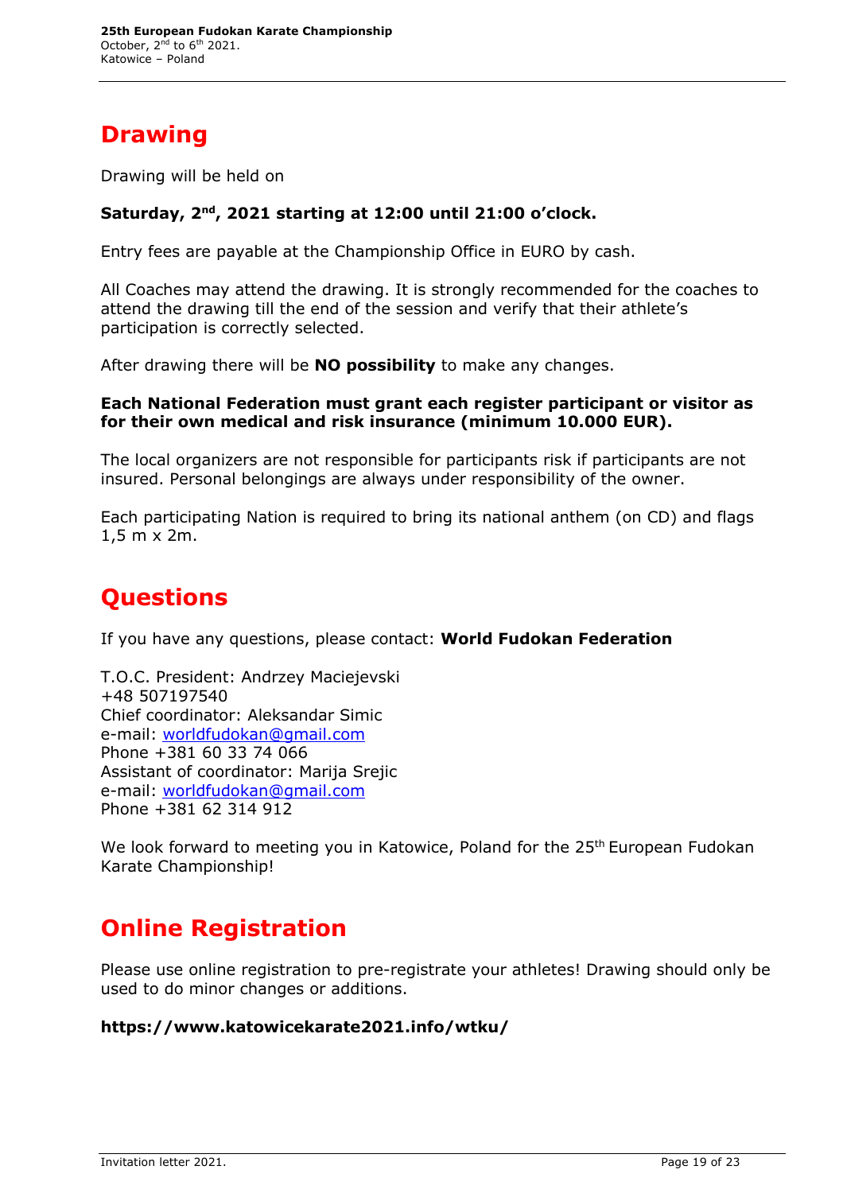# Drawing

Drawing will be held on

**Saturday, 2nd, 2021 starting at 12:00 until 21:00 o'clock.**

Entry fees are payable at the Championship Office in EURO by cash.

All Coaches may attend the drawing. It is strongly recommended for the coaches to attend the drawing till the end of the session and verify that their athlete's participation is correctly selected.

After drawing there will be **NO possibility** to make any changes.

**Each National Federation must grant each register participant or visitor as for their own medical and risk insurance (minimum 10.000 EUR).**

The local organizers are not responsible for participants risk if participants are not insured. Personal belongings are always under responsibility of the owner.

Each participating Nation is required to bring its national anthem (on CD) and flags 1,5 m x 2m.

# Questions

If you have any questions, please contact: **World Fudokan Federation**

T.O.C. President: Andrzey Maciejevski
+48 507197540
Chief coordinator: Aleksandar Simic
e-mail: worldfudokan@gmail.com
Phone +381 60 33 74 066
Assistant of coordinator: Marija Srejic
e-mail: worldfudokan@gmail.com
Phone +381 62 314 912

We look forward to meeting you in Katowice, Poland for the 25th European Fudokan Karate Championship!

# Online Registration

Please use online registration to pre-registrate your athletes! Drawing should only be used to do minor changes or additions.

**https://www.katowicekarate2021.info/wtku/**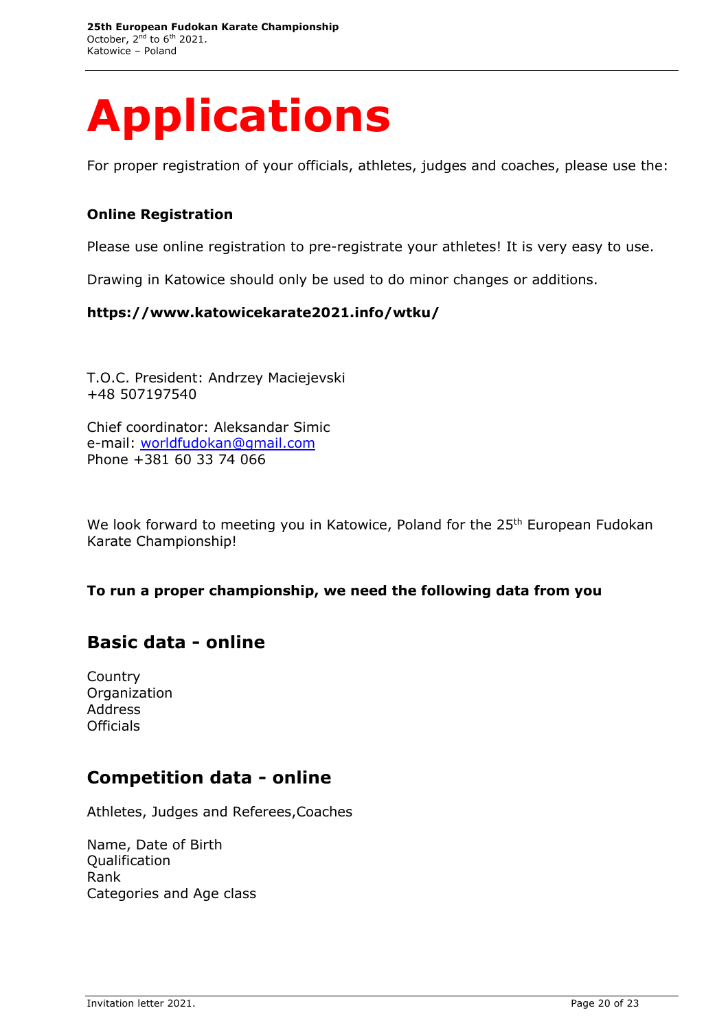# Applications

For proper registration of your officials, athletes, judges and coaches, please use the:

**Online Registration**

Please use online registration to pre-registrate your athletes! It is very easy to use.

Drawing in Katowice should only be used to do minor changes or additions.

**https://www.katowicekarate2021.info/wtku/**

T.O.C. President: Andrzey Maciejevski
+48 507197540

Chief coordinator: Aleksandar Simic
e-mail: worldfudokan@gmail.com
Phone +381 60 33 74 066

We look forward to meeting you in Katowice, Poland for the 25th European Fudokan Karate Championship!

**To run a proper championship, we need the following data from you**

## Basic data - online

Country
Organization
Address
Officials

## Competition data - online

Athletes, Judges and Referees,Coaches

Name, Date of Birth
Qualification
Rank
Categories and Age class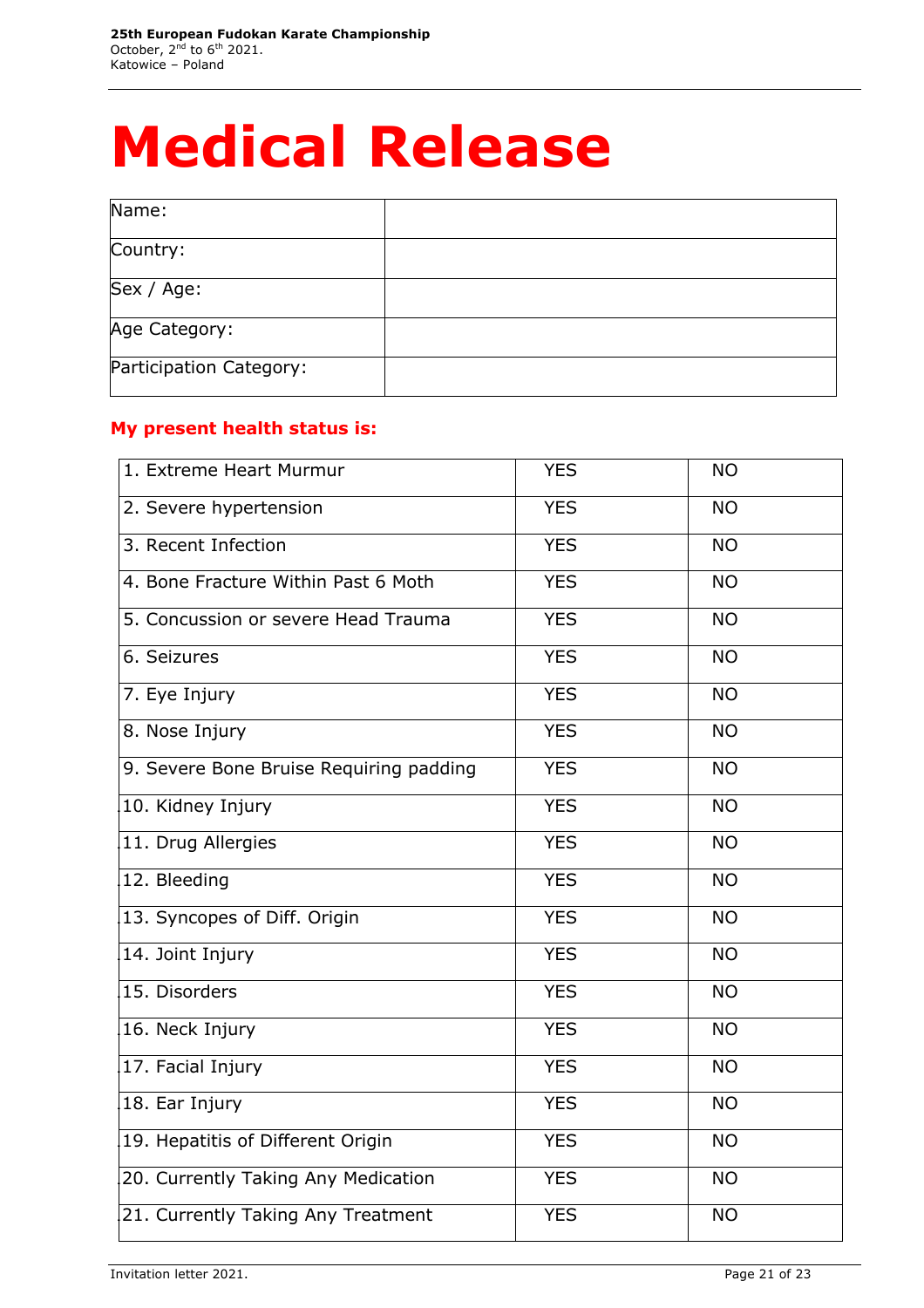# Medical Release

| | |
|---|---|
| Name: | |
| Country: | |
| Sex / Age: | |
| Age Category: | |
| Participation Category: | |

**My present health status is:**

| | | |
|---|---|---|
| 1. Extreme Heart Murmur | YES | NO |
| 2. Severe hypertension | YES | NO |
| 3. Recent Infection | YES | NO |
| 4. Bone Fracture Within Past 6 Moth | YES | NO |
| 5. Concussion or severe Head Trauma | YES | NO |
| 6. Seizures | YES | NO |
| 7. Eye Injury | YES | NO |
| 8. Nose Injury | YES | NO |
| 9. Severe Bone Bruise Requiring padding | YES | NO |
| 10. Kidney Injury | YES | NO |
| 11. Drug Allergies | YES | NO |
| 12. Bleeding | YES | NO |
| 13. Syncopes of Diff. Origin | YES | NO |
| 14. Joint Injury | YES | NO |
| 15. Disorders | YES | NO |
| 16. Neck Injury | YES | NO |
| 17. Facial Injury | YES | NO |
| 18. Ear Injury | YES | NO |
| 19. Hepatitis of Different Origin | YES | NO |
| 20. Currently Taking Any Medication | YES | NO |
| 21. Currently Taking Any Treatment | YES | NO |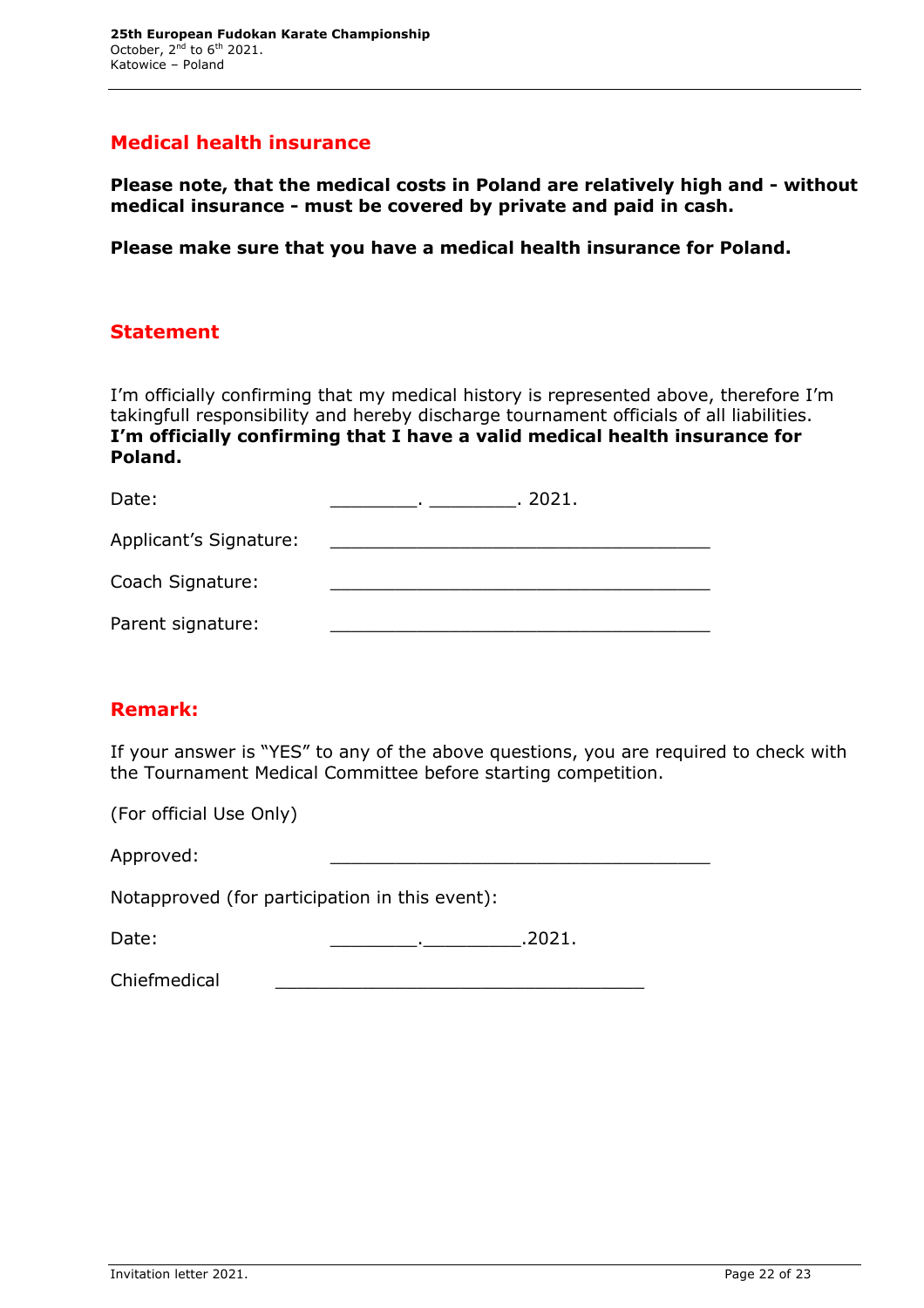## Medical health insurance

**Please note, that the medical costs in Poland are relatively high and - without medical insurance - must be covered by private and paid in cash.**

**Please make sure that you have a medical health insurance for Poland.**

## Statement

I'm officially confirming that my medical history is represented above, therefore I'm takingfull responsibility and hereby discharge tournament officials of all liabilities.
**I'm officially confirming that I have a valid medical health insurance for Poland.**

Date: ________. ________. 2021.

Applicant's Signature: ___________________________________

Coach Signature: ___________________________________

Parent signature: ___________________________________

## Remark:

If your answer is "YES" to any of the above questions, you are required to check with the Tournament Medical Committee before starting competition.

(For official Use Only)

Approved: ___________________________________

Notapproved (for participation in this event):

Date: ________._________.2021.

Chiefmedical ___________________________________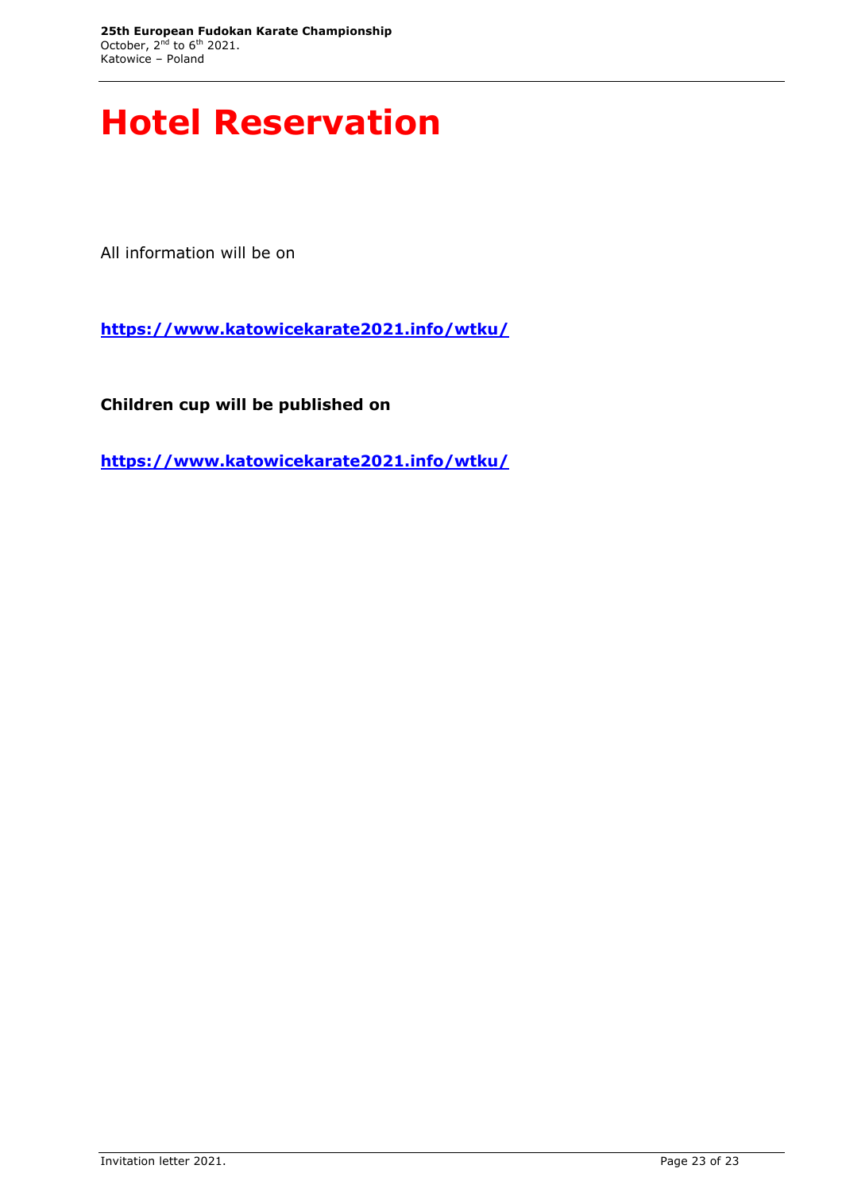# Hotel Reservation

All information will be on

**https://www.katowicekarate2021.info/wtku/**

**Children cup will be published on**

**https://www.katowicekarate2021.info/wtku/**